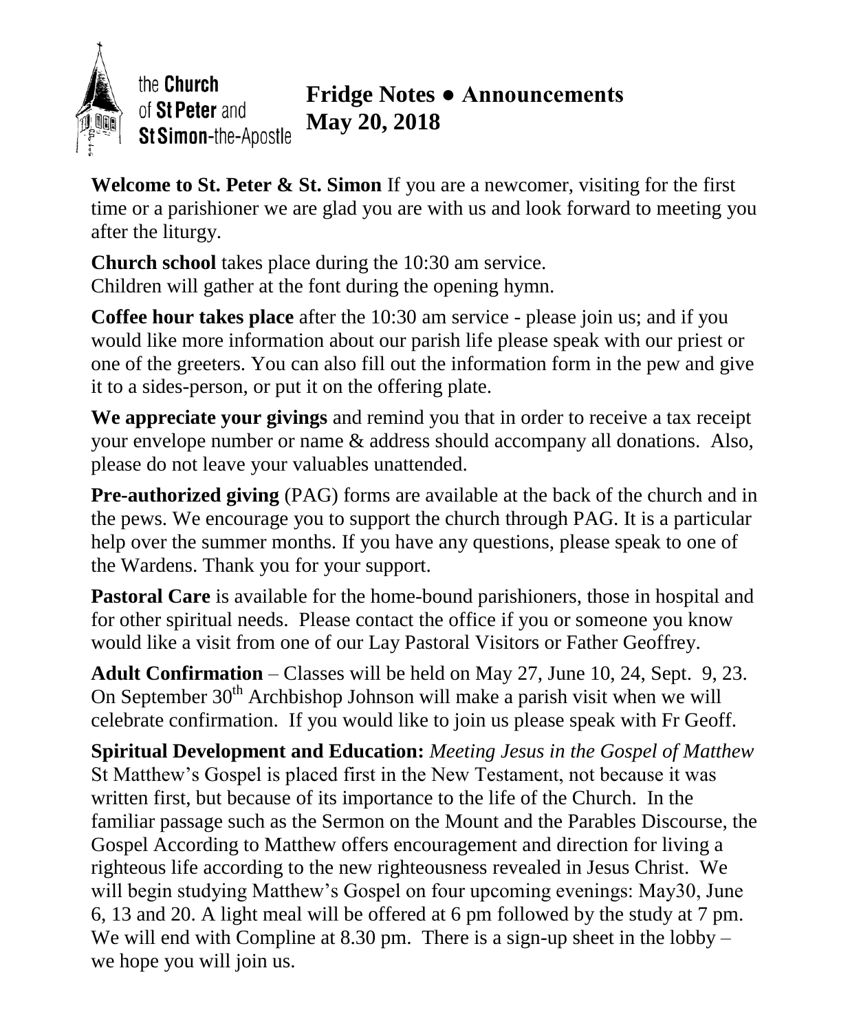the **Church** of **St Peter** and **St Simon**-the-Apostle

# Fridge Notes ● Announcements
## May 20, 2018

**Welcome to St. Peter & St. Simon** If you are a newcomer, visiting for the first time or a parishioner we are glad you are with us and look forward to meeting you after the liturgy.

**Church school** takes place during the 10:30 am service.
Children will gather at the font during the opening hymn.

**Coffee hour takes place** after the 10:30 am service - please join us; and if you would like more information about our parish life please speak with our priest or one of the greeters. You can also fill out the information form in the pew and give it to a sides-person, or put it on the offering plate.

**We appreciate your givings** and remind you that in order to receive a tax receipt your envelope number or name & address should accompany all donations. Also, please do not leave your valuables unattended.

**Pre-authorized giving** (PAG) forms are available at the back of the church and in the pews. We encourage you to support the church through PAG. It is a particular help over the summer months. If you have any questions, please speak to one of the Wardens. Thank you for your support.

**Pastoral Care** is available for the home-bound parishioners, those in hospital and for other spiritual needs. Please contact the office if you or someone you know would like a visit from one of our Lay Pastoral Visitors or Father Geoffrey.

**Adult Confirmation** – Classes will be held on May 27, June 10, 24, Sept. 9, 23. On September 30th Archbishop Johnson will make a parish visit when we will celebrate confirmation. If you would like to join us please speak with Fr Geoff.

**Spiritual Development and Education:** *Meeting Jesus in the Gospel of Matthew* St Matthew's Gospel is placed first in the New Testament, not because it was written first, but because of its importance to the life of the Church. In the familiar passage such as the Sermon on the Mount and the Parables Discourse, the Gospel According to Matthew offers encouragement and direction for living a righteous life according to the new righteousness revealed in Jesus Christ. We will begin studying Matthew's Gospel on four upcoming evenings: May30, June 6, 13 and 20. A light meal will be offered at 6 pm followed by the study at 7 pm. We will end with Compline at 8.30 pm. There is a sign-up sheet in the lobby – we hope you will join us.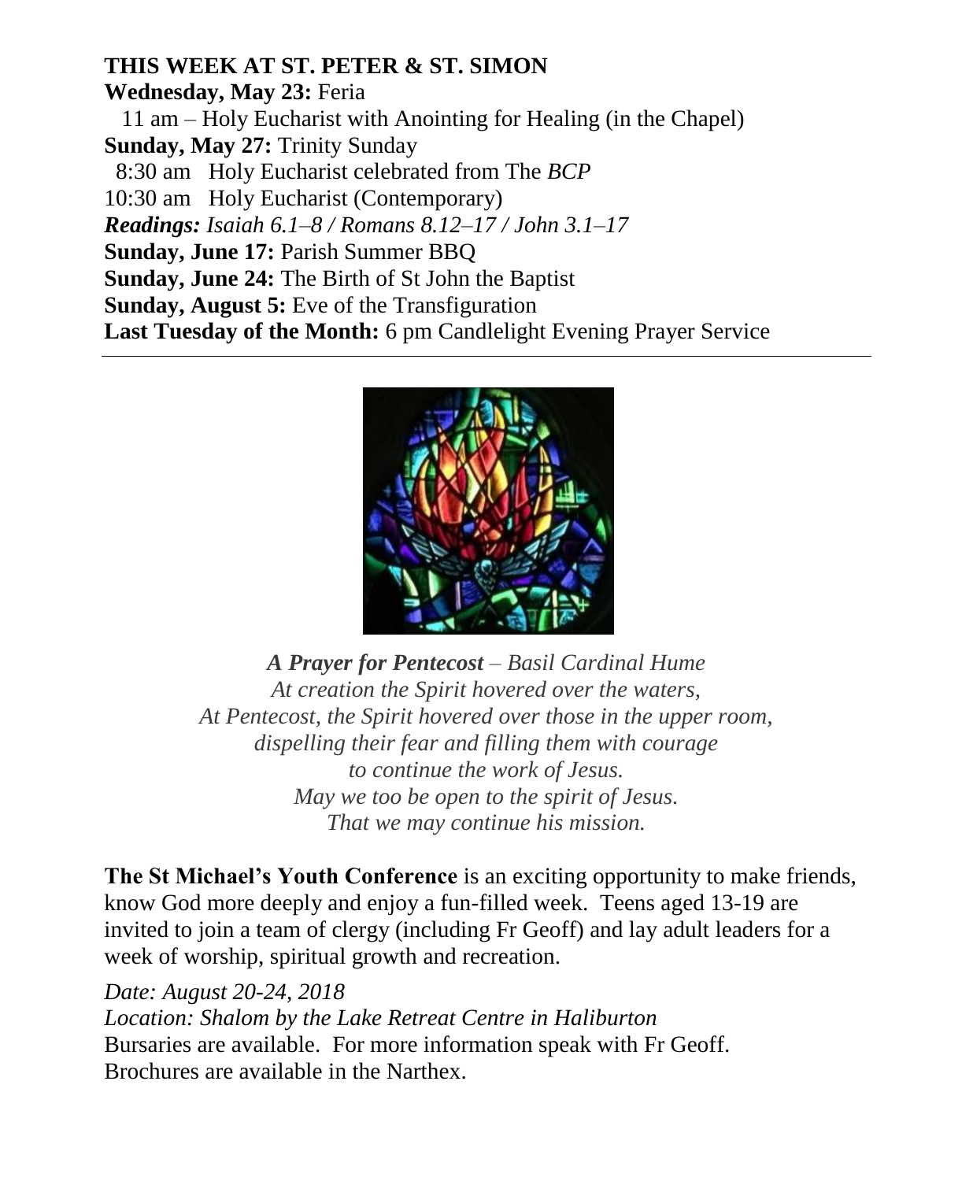**THIS WEEK AT ST. PETER & ST. SIMON**

**Wednesday, May 23:** Feria

11 am – Holy Eucharist with Anointing for Healing (in the Chapel)

**Sunday, May 27:** Trinity Sunday

8:30 am Holy Eucharist celebrated from The *BCP*

10:30 am Holy Eucharist (Contemporary)

***Readings:*** *Isaiah 6.1–8 / Romans 8.12–17 / John 3.1–17*

**Sunday, June 17:** Parish Summer BBQ

**Sunday, June 24:** The Birth of St John the Baptist

**Sunday, August 5:** Eve of the Transfiguration

**Last Tuesday of the Month:** 6 pm Candlelight Evening Prayer Service

---

***A Prayer for Pentecost*** *– Basil Cardinal Hume*
*At creation the Spirit hovered over the waters,*
*At Pentecost, the Spirit hovered over those in the upper room,*
*dispelling their fear and filling them with courage*
*to continue the work of Jesus.*
*May we too be open to the spirit of Jesus.*
*That we may continue his mission.*

**The St Michael's Youth Conference** is an exciting opportunity to make friends, know God more deeply and enjoy a fun-filled week. Teens aged 13-19 are invited to join a team of clergy (including Fr Geoff) and lay adult leaders for a week of worship, spiritual growth and recreation.

*Date: August 20-24, 2018*
*Location: Shalom by the Lake Retreat Centre in Haliburton*
Bursaries are available. For more information speak with Fr Geoff.
Brochures are available in the Narthex.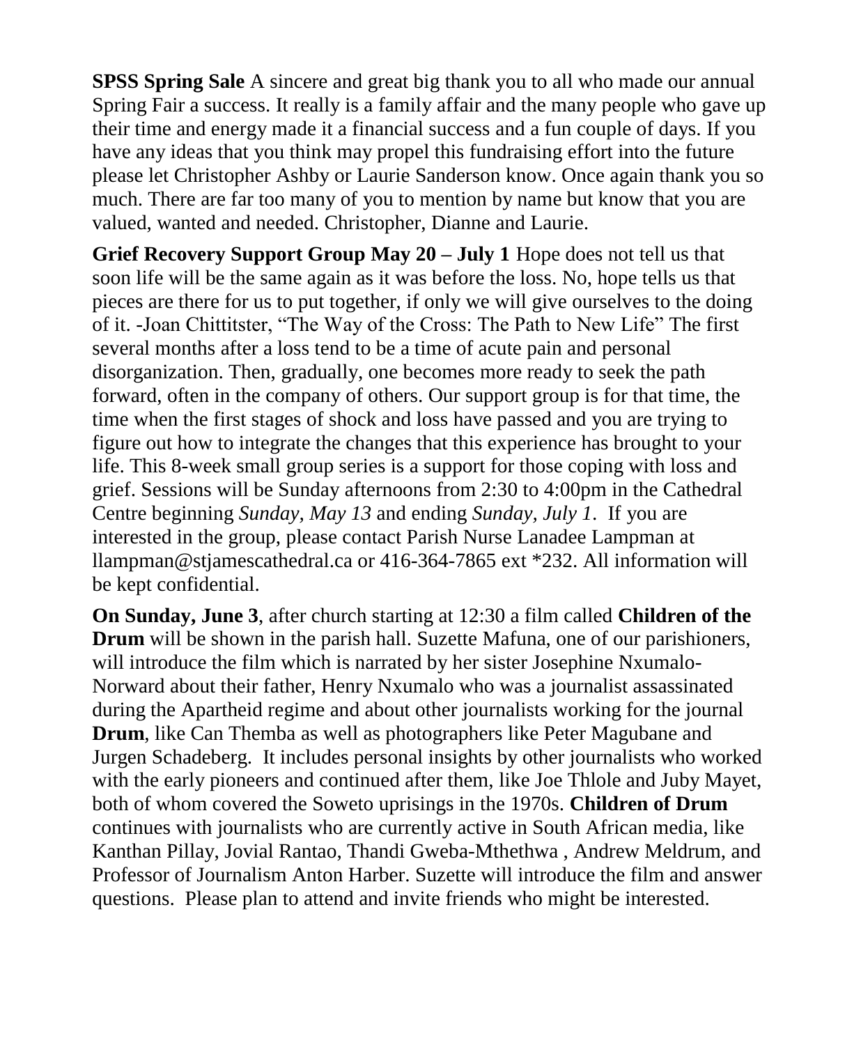**SPSS Spring Sale** A sincere and great big thank you to all who made our annual Spring Fair a success. It really is a family affair and the many people who gave up their time and energy made it a financial success and a fun couple of days. If you have any ideas that you think may propel this fundraising effort into the future please let Christopher Ashby or Laurie Sanderson know. Once again thank you so much. There are far too many of you to mention by name but know that you are valued, wanted and needed. Christopher, Dianne and Laurie.

**Grief Recovery Support Group May 20 – July 1** Hope does not tell us that soon life will be the same again as it was before the loss. No, hope tells us that pieces are there for us to put together, if only we will give ourselves to the doing of it. -Joan Chittitster, "The Way of the Cross: The Path to New Life" The first several months after a loss tend to be a time of acute pain and personal disorganization. Then, gradually, one becomes more ready to seek the path forward, often in the company of others. Our support group is for that time, the time when the first stages of shock and loss have passed and you are trying to figure out how to integrate the changes that this experience has brought to your life. This 8-week small group series is a support for those coping with loss and grief. Sessions will be Sunday afternoons from 2:30 to 4:00pm in the Cathedral Centre beginning *Sunday, May 13* and ending *Sunday, July 1*. If you are interested in the group, please contact Parish Nurse Lanadee Lampman at llampman@stjamescathedral.ca or 416-364-7865 ext *232. All information will be kept confidential.

**On Sunday, June 3**, after church starting at 12:30 a film called **Children of the Drum** will be shown in the parish hall. Suzette Mafuna, one of our parishioners, will introduce the film which is narrated by her sister Josephine Nxumalo-Norward about their father, Henry Nxumalo who was a journalist assassinated during the Apartheid regime and about other journalists working for the journal **Drum**, like Can Themba as well as photographers like Peter Magubane and Jurgen Schadeberg. It includes personal insights by other journalists who worked with the early pioneers and continued after them, like Joe Thlole and Juby Mayet, both of whom covered the Soweto uprisings in the 1970s. **Children of Drum** continues with journalists who are currently active in South African media, like Kanthan Pillay, Jovial Rantao, Thandi Gweba-Mthethwa , Andrew Meldrum, and Professor of Journalism Anton Harber. Suzette will introduce the film and answer questions. Please plan to attend and invite friends who might be interested.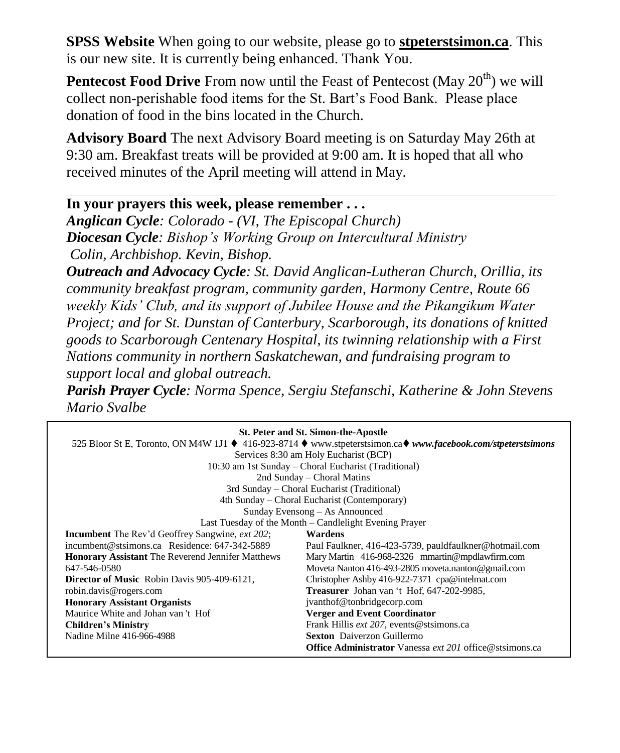**SPSS Website** When going to our website, please go to **stpeterstsimon.ca**. This is our new site. It is currently being enhanced. Thank You.

**Pentecost Food Drive** From now until the Feast of Pentecost (May 20th) we will collect non-perishable food items for the St. Bart's Food Bank. Please place donation of food in the bins located in the Church.

**Advisory Board** The next Advisory Board meeting is on Saturday May 26th at 9:30 am. Breakfast treats will be provided at 9:00 am. It is hoped that all who received minutes of the April meeting will attend in May.

---

**In your prayers this week, please remember . . .**

***Anglican Cycle****: Colorado - (VI, The Episcopal Church)*

***Diocesan Cycle****: Bishop's Working Group on Intercultural Ministry*
*Colin, Archbishop. Kevin, Bishop.*

***Outreach and Advocacy Cycle****: St. David Anglican-Lutheran Church, Orillia, its community breakfast program, community garden, Harmony Centre, Route 66 weekly Kids' Club, and its support of Jubilee House and the Pikangikum Water Project; and for St. Dunstan of Canterbury, Scarborough, its donations of knitted goods to Scarborough Centenary Hospital, its twinning relationship with a First Nations community in northern Saskatchewan, and fundraising program to support local and global outreach.*

***Parish Prayer Cycle****: Norma Spence, Sergiu Stefanschi, Katherine & John Stevens Mario Svalbe*

---

**St. Peter and St. Simon-the-Apostle**

525 Bloor St E, Toronto, ON M4W 1J1 ♦ 416-923-8714 ♦ www.stpeterstsimon.ca♦ ***www.facebook.com/stpeterstsimons***

Services 8:30 am Holy Eucharist (BCP)
10:30 am 1st Sunday – Choral Eucharist (Traditional)
2nd Sunday – Choral Matins
3rd Sunday – Choral Eucharist (Traditional)
4th Sunday – Choral Eucharist (Contemporary)
Sunday Evensong – As Announced
Last Tuesday of the Month – Candlelight Evening Prayer

**Incumbent** The Rev'd Geoffrey Sangwine, *ext 202*; incumbent@stsimons.ca Residence: 647-342-5889
**Honorary Assistant** The Reverend Jennifer Matthews 647-546-0580
**Director of Music** Robin Davis 905-409-6121, robin.davis@rogers.com
**Honorary Assistant Organists**
Maurice White and Johan van 't Hof
**Children's Ministry**
Nadine Milne 416-966-4988

**Wardens**
Paul Faulkner, 416-423-5739, pauldfaulkner@hotmail.com
Mary Martin 416-968-2326 mmartin@mpdlawfirm.com
Moveta Nanton 416-493-2805 moveta.nanton@gmail.com
Christopher Ashby 416-922-7371 cpa@intelmat.com
**Treasurer** Johan van 't Hof, 647-202-9985, jvanthof@tonbridgecorp.com
**Verger and Event Coordinator**
Frank Hillis *ext 207*, events@stsimons.ca
**Sexton** Daiverzon Guillermo
**Office Administrator** Vanessa *ext 201* office@stsimons.ca